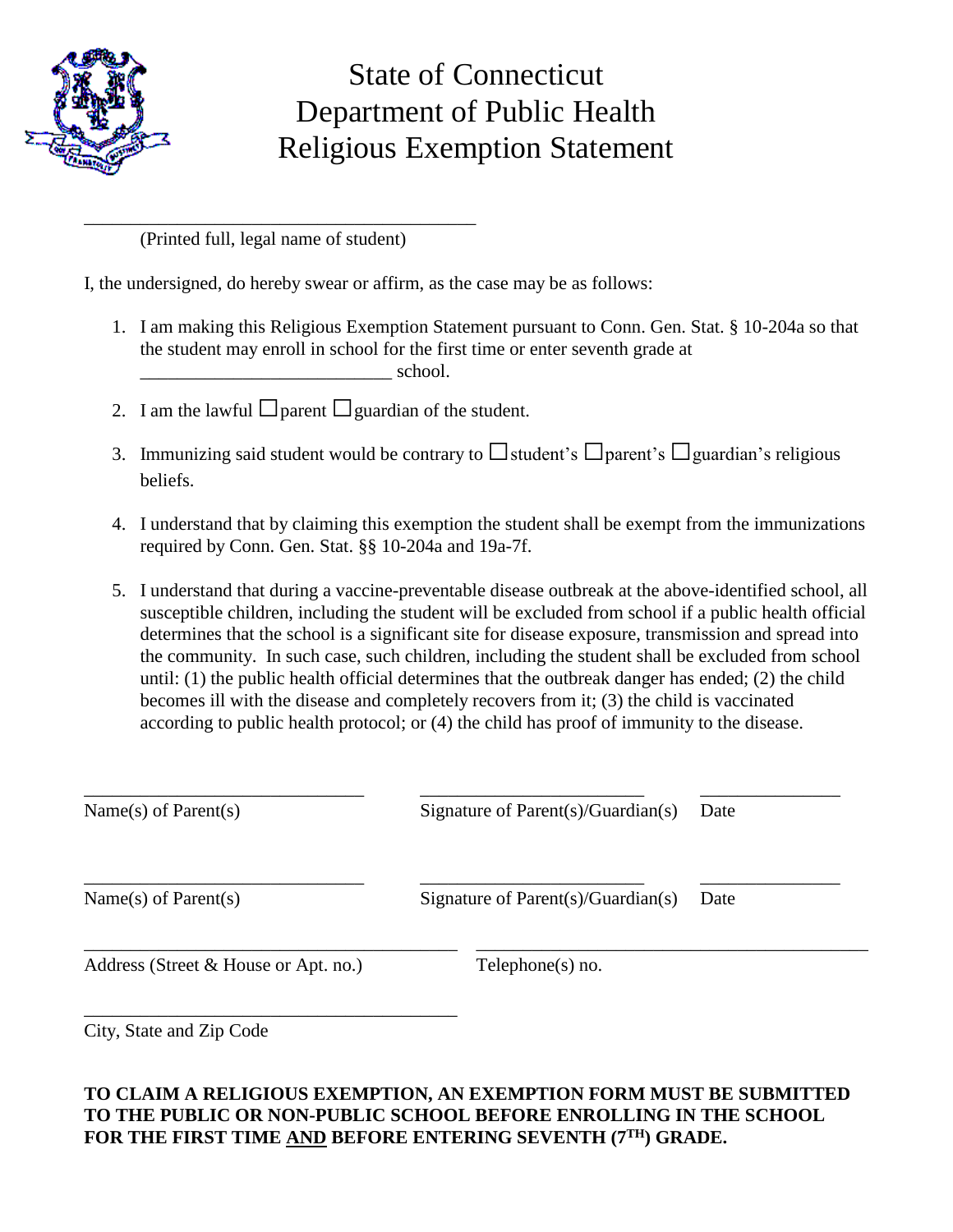# State of Connecticut
# Department of Public Health
# Religious Exemption Statement

_________________________________________
(Printed full, legal name of student)

I, the undersigned, do hereby swear or affirm, as the case may be as follows:

1. I am making this Religious Exemption Statement pursuant to Conn. Gen. Stat. § 10-204a so that the student may enroll in school for the first time or enter seventh grade at ___________________________ school.
2. I am the lawful ☐ parent ☐ guardian of the student.
3. Immunizing said student would be contrary to ☐ student's ☐ parent's ☐ guardian's religious beliefs.
4. I understand that by claiming this exemption the student shall be exempt from the immunizations required by Conn. Gen. Stat. §§ 10-204a and 19a-7f.
5. I understand that during a vaccine-preventable disease outbreak at the above-identified school, all susceptible children, including the student will be excluded from school if a public health official determines that the school is a significant site for disease exposure, transmission and spread into the community. In such case, such children, including the student shall be excluded from school until: (1) the public health official determines that the outbreak danger has ended; (2) the child becomes ill with the disease and completely recovers from it; (3) the child is vaccinated according to public health protocol; or (4) the child has proof of immunity to the disease.

| | | |
|---|---|---|
| ______________________________ | ________________________ | _______________ |
| Name(s) of Parent(s) | Signature of Parent(s)/Guardian(s) | Date |
| ______________________________ | ________________________ | _______________ |
| Name(s) of Parent(s) | Signature of Parent(s)/Guardian(s) | Date |

________________________________________
Address (Street & House or Apt. no.)

________________________________________
Telephone(s) no.

________________________________________
City, State and Zip Code

**TO CLAIM A RELIGIOUS EXEMPTION, AN EXEMPTION FORM MUST BE SUBMITTED TO THE PUBLIC OR NON-PUBLIC SCHOOL BEFORE ENROLLING IN THE SCHOOL FOR THE FIRST TIME AND BEFORE ENTERING SEVENTH (7TH) GRADE.**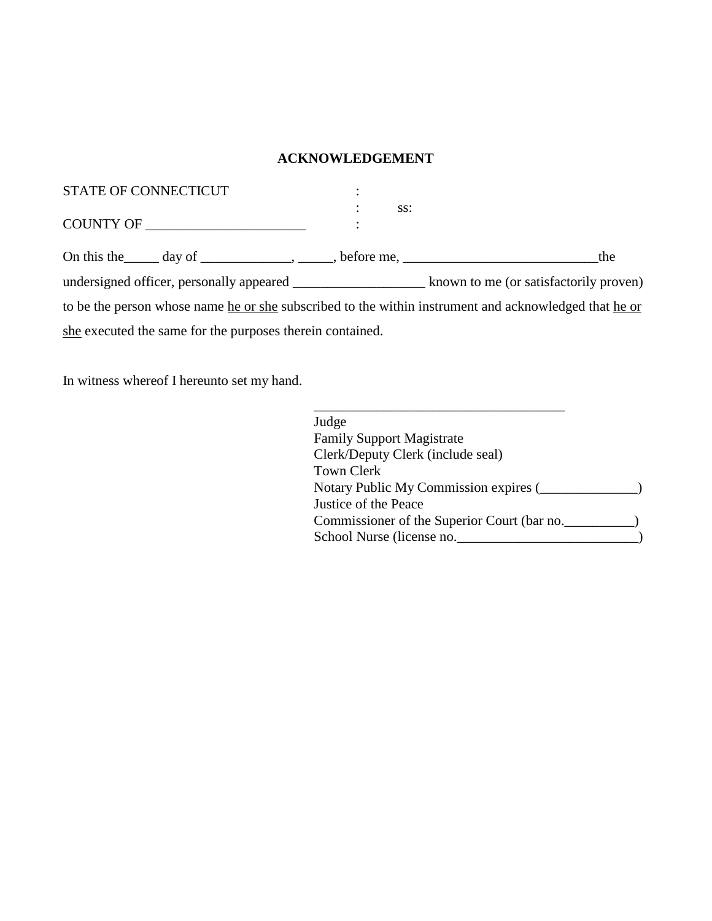**ACKNOWLEDGEMENT**

STATE OF CONNECTICUT :
: ss:
COUNTY OF _______________________ :

On this the_____ day of _____________, _____, before me, ____________________________the undersigned officer, personally appeared ___________________ known to me (or satisfactorily proven) to be the person whose name he or she subscribed to the within instrument and acknowledged that he or she executed the same for the purposes therein contained.

In witness whereof I hereunto set my hand.

_____________________________________
Judge
Family Support Magistrate
Clerk/Deputy Clerk (include seal)
Town Clerk
Notary Public My Commission expires (______________)
Justice of the Peace
Commissioner of the Superior Court (bar no.__________)
School Nurse (license no.__________________________)